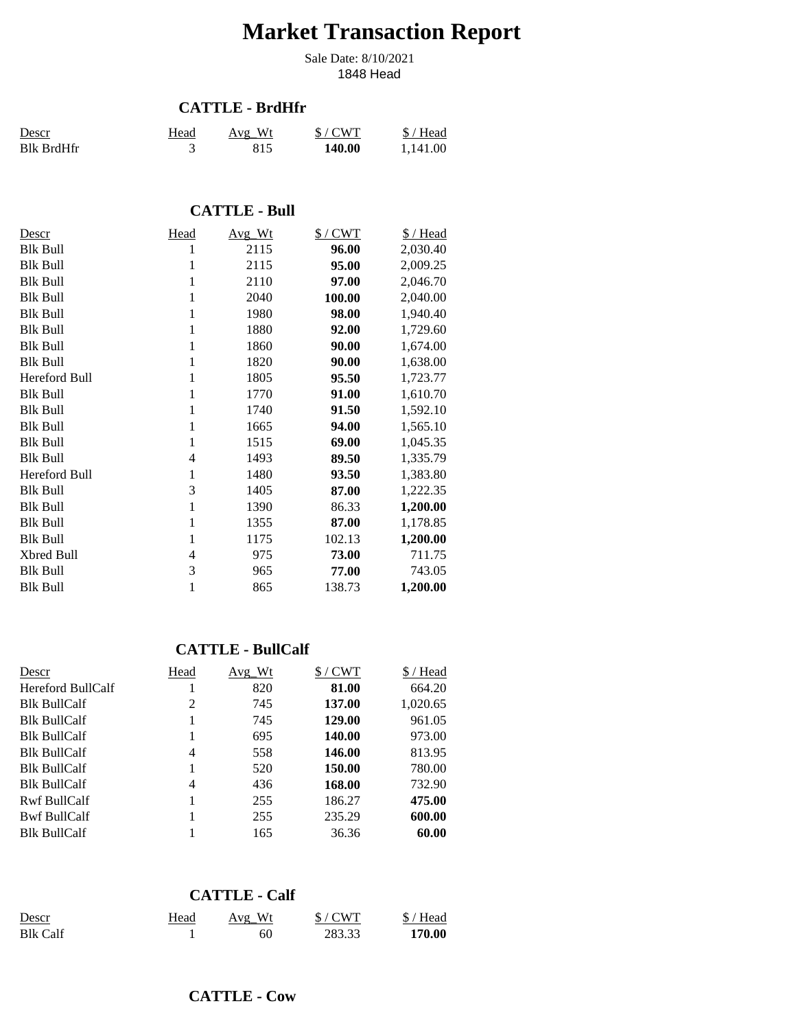# Market Transaction Report

Sale Date: 8/10/2021

1848 Head

## CATTLE - BrdHfr

| Descr | Head | Avg_Wt | $ / CWT | $ / Head |
|---|---|---|---|---|
| Blk BrdHfr | 3 | 815 | **140.00** | 1,141.00 |

## CATTLE - Bull

| Descr | Head | Avg_Wt | $ / CWT | $ / Head |
|---|---|---|---|---|
| Blk Bull | 1 | 2115 | **96.00** | 2,030.40 |
| Blk Bull | 1 | 2115 | **95.00** | 2,009.25 |
| Blk Bull | 1 | 2110 | **97.00** | 2,046.70 |
| Blk Bull | 1 | 2040 | **100.00** | 2,040.00 |
| Blk Bull | 1 | 1980 | **98.00** | 1,940.40 |
| Blk Bull | 1 | 1880 | **92.00** | 1,729.60 |
| Blk Bull | 1 | 1860 | **90.00** | 1,674.00 |
| Blk Bull | 1 | 1820 | **90.00** | 1,638.00 |
| Hereford Bull | 1 | 1805 | **95.50** | 1,723.77 |
| Blk Bull | 1 | 1770 | **91.00** | 1,610.70 |
| Blk Bull | 1 | 1740 | **91.50** | 1,592.10 |
| Blk Bull | 1 | 1665 | **94.00** | 1,565.10 |
| Blk Bull | 1 | 1515 | **69.00** | 1,045.35 |
| Blk Bull | 4 | 1493 | **89.50** | 1,335.79 |
| Hereford Bull | 1 | 1480 | **93.50** | 1,383.80 |
| Blk Bull | 3 | 1405 | **87.00** | 1,222.35 |
| Blk Bull | 1 | 1390 | 86.33 | **1,200.00** |
| Blk Bull | 1 | 1355 | **87.00** | 1,178.85 |
| Blk Bull | 1 | 1175 | 102.13 | **1,200.00** |
| Xbred Bull | 4 | 975 | **73.00** | 711.75 |
| Blk Bull | 3 | 965 | **77.00** | 743.05 |
| Blk Bull | 1 | 865 | 138.73 | **1,200.00** |

## CATTLE - BullCalf

| Descr | Head | Avg_Wt | $ / CWT | $ / Head |
|---|---|---|---|---|
| Hereford BullCalf | 1 | 820 | **81.00** | 664.20 |
| Blk BullCalf | 2 | 745 | **137.00** | 1,020.65 |
| Blk BullCalf | 1 | 745 | **129.00** | 961.05 |
| Blk BullCalf | 1 | 695 | **140.00** | 973.00 |
| Blk BullCalf | 4 | 558 | **146.00** | 813.95 |
| Blk BullCalf | 1 | 520 | **150.00** | 780.00 |
| Blk BullCalf | 4 | 436 | **168.00** | 732.90 |
| Rwf BullCalf | 1 | 255 | 186.27 | **475.00** |
| Bwf BullCalf | 1 | 255 | 235.29 | **600.00** |
| Blk BullCalf | 1 | 165 | 36.36 | **60.00** |

## CATTLE - Calf

| Descr | Head | Avg_Wt | $ / CWT | $ / Head |
|---|---|---|---|---|
| Blk Calf | 1 | 60 | 283.33 | **170.00** |

## CATTLE - Cow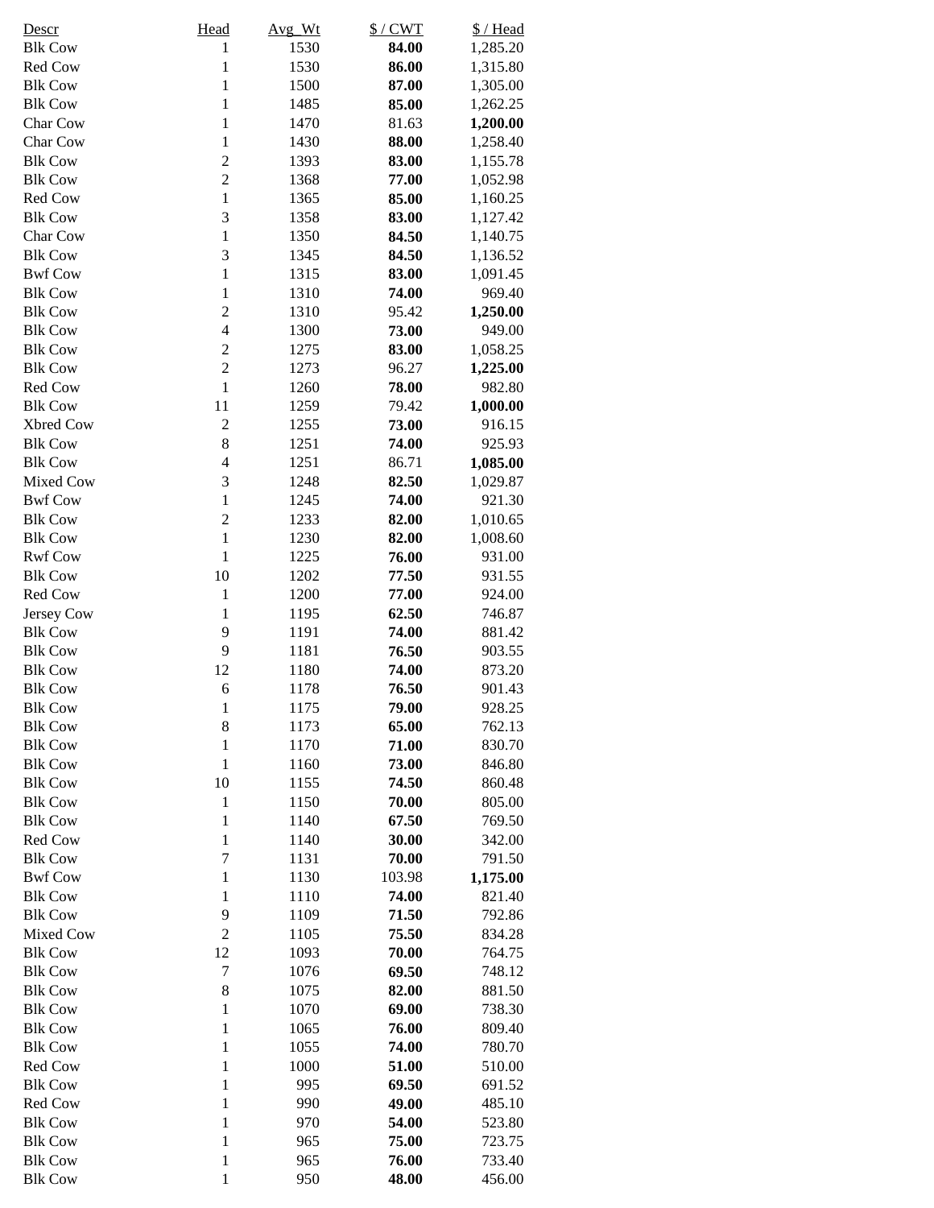| Descr | Head | Avg_Wt | $ / CWT | $ / Head |
|---|---|---|---|---|
| Blk Cow | 1 | 1530 | **84.00** | 1,285.20 |
| Red Cow | 1 | 1530 | **86.00** | 1,315.80 |
| Blk Cow | 1 | 1500 | **87.00** | 1,305.00 |
| Blk Cow | 1 | 1485 | **85.00** | 1,262.25 |
| Char Cow | 1 | 1470 | 81.63 | **1,200.00** |
| Char Cow | 1 | 1430 | **88.00** | 1,258.40 |
| Blk Cow | 2 | 1393 | **83.00** | 1,155.78 |
| Blk Cow | 2 | 1368 | **77.00** | 1,052.98 |
| Red Cow | 1 | 1365 | **85.00** | 1,160.25 |
| Blk Cow | 3 | 1358 | **83.00** | 1,127.42 |
| Char Cow | 1 | 1350 | **84.50** | 1,140.75 |
| Blk Cow | 3 | 1345 | **84.50** | 1,136.52 |
| Bwf Cow | 1 | 1315 | **83.00** | 1,091.45 |
| Blk Cow | 1 | 1310 | **74.00** | 969.40 |
| Blk Cow | 2 | 1310 | 95.42 | **1,250.00** |
| Blk Cow | 4 | 1300 | **73.00** | 949.00 |
| Blk Cow | 2 | 1275 | **83.00** | 1,058.25 |
| Blk Cow | 2 | 1273 | 96.27 | **1,225.00** |
| Red Cow | 1 | 1260 | **78.00** | 982.80 |
| Blk Cow | 11 | 1259 | 79.42 | **1,000.00** |
| Xbred Cow | 2 | 1255 | **73.00** | 916.15 |
| Blk Cow | 8 | 1251 | **74.00** | 925.93 |
| Blk Cow | 4 | 1251 | 86.71 | **1,085.00** |
| Mixed Cow | 3 | 1248 | **82.50** | 1,029.87 |
| Bwf Cow | 1 | 1245 | **74.00** | 921.30 |
| Blk Cow | 2 | 1233 | **82.00** | 1,010.65 |
| Blk Cow | 1 | 1230 | **82.00** | 1,008.60 |
| Rwf Cow | 1 | 1225 | **76.00** | 931.00 |
| Blk Cow | 10 | 1202 | **77.50** | 931.55 |
| Red Cow | 1 | 1200 | **77.00** | 924.00 |
| Jersey Cow | 1 | 1195 | **62.50** | 746.87 |
| Blk Cow | 9 | 1191 | **74.00** | 881.42 |
| Blk Cow | 9 | 1181 | **76.50** | 903.55 |
| Blk Cow | 12 | 1180 | **74.00** | 873.20 |
| Blk Cow | 6 | 1178 | **76.50** | 901.43 |
| Blk Cow | 1 | 1175 | **79.00** | 928.25 |
| Blk Cow | 8 | 1173 | **65.00** | 762.13 |
| Blk Cow | 1 | 1170 | **71.00** | 830.70 |
| Blk Cow | 1 | 1160 | **73.00** | 846.80 |
| Blk Cow | 10 | 1155 | **74.50** | 860.48 |
| Blk Cow | 1 | 1150 | **70.00** | 805.00 |
| Blk Cow | 1 | 1140 | **67.50** | 769.50 |
| Red Cow | 1 | 1140 | **30.00** | 342.00 |
| Blk Cow | 7 | 1131 | **70.00** | 791.50 |
| Bwf Cow | 1 | 1130 | 103.98 | **1,175.00** |
| Blk Cow | 1 | 1110 | **74.00** | 821.40 |
| Blk Cow | 9 | 1109 | **71.50** | 792.86 |
| Mixed Cow | 2 | 1105 | **75.50** | 834.28 |
| Blk Cow | 12 | 1093 | **70.00** | 764.75 |
| Blk Cow | 7 | 1076 | **69.50** | 748.12 |
| Blk Cow | 8 | 1075 | **82.00** | 881.50 |
| Blk Cow | 1 | 1070 | **69.00** | 738.30 |
| Blk Cow | 1 | 1065 | **76.00** | 809.40 |
| Blk Cow | 1 | 1055 | **74.00** | 780.70 |
| Red Cow | 1 | 1000 | **51.00** | 510.00 |
| Blk Cow | 1 | 995 | **69.50** | 691.52 |
| Red Cow | 1 | 990 | **49.00** | 485.10 |
| Blk Cow | 1 | 970 | **54.00** | 523.80 |
| Blk Cow | 1 | 965 | **75.00** | 723.75 |
| Blk Cow | 1 | 965 | **76.00** | 733.40 |
| Blk Cow | 1 | 950 | **48.00** | 456.00 |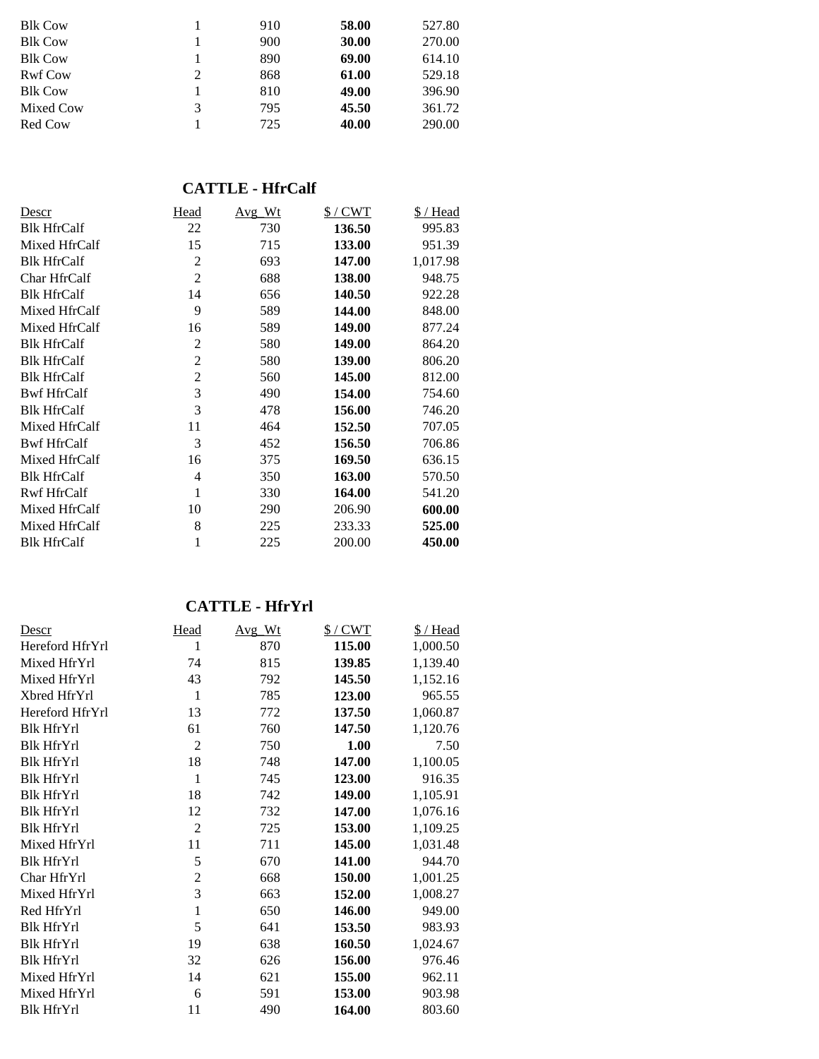| Descr | Head | Avg_Wt | $ / CWT | $ / Head |
|---|---|---|---|---|
| Blk Cow | 1 | 910 | **58.00** | 527.80 |
| Blk Cow | 1 | 900 | **30.00** | 270.00 |
| Blk Cow | 1 | 890 | **69.00** | 614.10 |
| Rwf Cow | 2 | 868 | **61.00** | 529.18 |
| Blk Cow | 1 | 810 | **49.00** | 396.90 |
| Mixed Cow | 3 | 795 | **45.50** | 361.72 |
| Red Cow | 1 | 725 | **40.00** | 290.00 |

## CATTLE - HfrCalf

| Descr | Head | Avg_Wt | $ / CWT | $ / Head |
|---|---|---|---|---|
| Blk HfrCalf | 22 | 730 | **136.50** | 995.83 |
| Mixed HfrCalf | 15 | 715 | **133.00** | 951.39 |
| Blk HfrCalf | 2 | 693 | **147.00** | 1,017.98 |
| Char HfrCalf | 2 | 688 | **138.00** | 948.75 |
| Blk HfrCalf | 14 | 656 | **140.50** | 922.28 |
| Mixed HfrCalf | 9 | 589 | **144.00** | 848.00 |
| Mixed HfrCalf | 16 | 589 | **149.00** | 877.24 |
| Blk HfrCalf | 2 | 580 | **149.00** | 864.20 |
| Blk HfrCalf | 2 | 580 | **139.00** | 806.20 |
| Blk HfrCalf | 2 | 560 | **145.00** | 812.00 |
| Bwf HfrCalf | 3 | 490 | **154.00** | 754.60 |
| Blk HfrCalf | 3 | 478 | **156.00** | 746.20 |
| Mixed HfrCalf | 11 | 464 | **152.50** | 707.05 |
| Bwf HfrCalf | 3 | 452 | **156.50** | 706.86 |
| Mixed HfrCalf | 16 | 375 | **169.50** | 636.15 |
| Blk HfrCalf | 4 | 350 | **163.00** | 570.50 |
| Rwf HfrCalf | 1 | 330 | **164.00** | 541.20 |
| Mixed HfrCalf | 10 | 290 | 206.90 | **600.00** |
| Mixed HfrCalf | 8 | 225 | 233.33 | **525.00** |
| Blk HfrCalf | 1 | 225 | 200.00 | **450.00** |

## CATTLE - HfrYrl

| Descr | Head | Avg_Wt | $ / CWT | $ / Head |
|---|---|---|---|---|
| Hereford HfrYrl | 1 | 870 | **115.00** | 1,000.50 |
| Mixed HfrYrl | 74 | 815 | **139.85** | 1,139.40 |
| Mixed HfrYrl | 43 | 792 | **145.50** | 1,152.16 |
| Xbred HfrYrl | 1 | 785 | **123.00** | 965.55 |
| Hereford HfrYrl | 13 | 772 | **137.50** | 1,060.87 |
| Blk HfrYrl | 61 | 760 | **147.50** | 1,120.76 |
| Blk HfrYrl | 2 | 750 | **1.00** | 7.50 |
| Blk HfrYrl | 18 | 748 | **147.00** | 1,100.05 |
| Blk HfrYrl | 1 | 745 | **123.00** | 916.35 |
| Blk HfrYrl | 18 | 742 | **149.00** | 1,105.91 |
| Blk HfrYrl | 12 | 732 | **147.00** | 1,076.16 |
| Blk HfrYrl | 2 | 725 | **153.00** | 1,109.25 |
| Mixed HfrYrl | 11 | 711 | **145.00** | 1,031.48 |
| Blk HfrYrl | 5 | 670 | **141.00** | 944.70 |
| Char HfrYrl | 2 | 668 | **150.00** | 1,001.25 |
| Mixed HfrYrl | 3 | 663 | **152.00** | 1,008.27 |
| Red HfrYrl | 1 | 650 | **146.00** | 949.00 |
| Blk HfrYrl | 5 | 641 | **153.50** | 983.93 |
| Blk HfrYrl | 19 | 638 | **160.50** | 1,024.67 |
| Blk HfrYrl | 32 | 626 | **156.00** | 976.46 |
| Mixed HfrYrl | 14 | 621 | **155.00** | 962.11 |
| Mixed HfrYrl | 6 | 591 | **153.00** | 903.98 |
| Blk HfrYrl | 11 | 490 | **164.00** | 803.60 |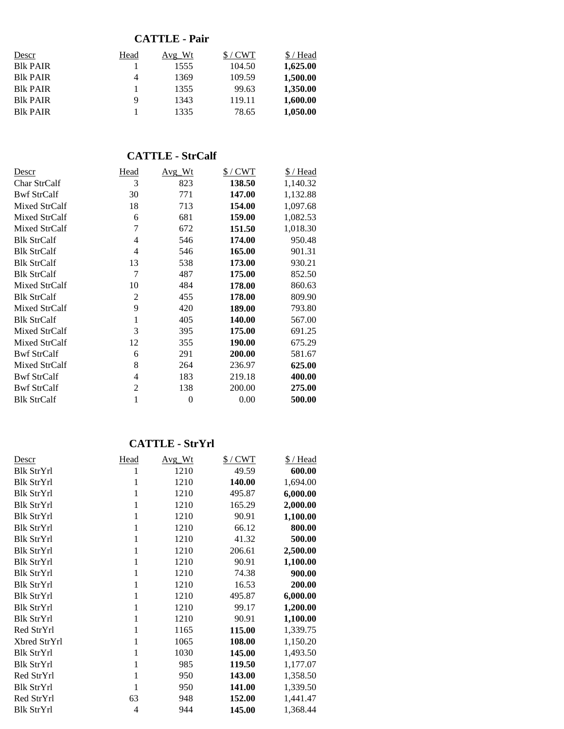## CATTLE - Pair

| Descr | Head | Avg_Wt | $ / CWT | $ / Head |
|---|---|---|---|---|
| Blk PAIR | 1 | 1555 | 104.50 | **1,625.00** |
| Blk PAIR | 4 | 1369 | 109.59 | **1,500.00** |
| Blk PAIR | 1 | 1355 | 99.63 | **1,350.00** |
| Blk PAIR | 9 | 1343 | 119.11 | **1,600.00** |
| Blk PAIR | 1 | 1335 | 78.65 | **1,050.00** |

## CATTLE - StrCalf

| Descr | Head | Avg_Wt | $ / CWT | $ / Head |
|---|---|---|---|---|
| Char StrCalf | 3 | 823 | **138.50** | 1,140.32 |
| Bwf StrCalf | 30 | 771 | **147.00** | 1,132.88 |
| Mixed StrCalf | 18 | 713 | **154.00** | 1,097.68 |
| Mixed StrCalf | 6 | 681 | **159.00** | 1,082.53 |
| Mixed StrCalf | 7 | 672 | **151.50** | 1,018.30 |
| Blk StrCalf | 4 | 546 | **174.00** | 950.48 |
| Blk StrCalf | 4 | 546 | **165.00** | 901.31 |
| Blk StrCalf | 13 | 538 | **173.00** | 930.21 |
| Blk StrCalf | 7 | 487 | **175.00** | 852.50 |
| Mixed StrCalf | 10 | 484 | **178.00** | 860.63 |
| Blk StrCalf | 2 | 455 | **178.00** | 809.90 |
| Mixed StrCalf | 9 | 420 | **189.00** | 793.80 |
| Blk StrCalf | 1 | 405 | **140.00** | 567.00 |
| Mixed StrCalf | 3 | 395 | **175.00** | 691.25 |
| Mixed StrCalf | 12 | 355 | **190.00** | 675.29 |
| Bwf StrCalf | 6 | 291 | **200.00** | 581.67 |
| Mixed StrCalf | 8 | 264 | 236.97 | **625.00** |
| Bwf StrCalf | 4 | 183 | 219.18 | **400.00** |
| Bwf StrCalf | 2 | 138 | 200.00 | **275.00** |
| Blk StrCalf | 1 | 0 | 0.00 | **500.00** |

## CATTLE - StrYrl

| Descr | Head | Avg_Wt | $ / CWT | $ / Head |
|---|---|---|---|---|
| Blk StrYrl | 1 | 1210 | 49.59 | **600.00** |
| Blk StrYrl | 1 | 1210 | **140.00** | 1,694.00 |
| Blk StrYrl | 1 | 1210 | 495.87 | **6,000.00** |
| Blk StrYrl | 1 | 1210 | 165.29 | **2,000.00** |
| Blk StrYrl | 1 | 1210 | 90.91 | **1,100.00** |
| Blk StrYrl | 1 | 1210 | 66.12 | **800.00** |
| Blk StrYrl | 1 | 1210 | 41.32 | **500.00** |
| Blk StrYrl | 1 | 1210 | 206.61 | **2,500.00** |
| Blk StrYrl | 1 | 1210 | 90.91 | **1,100.00** |
| Blk StrYrl | 1 | 1210 | 74.38 | **900.00** |
| Blk StrYrl | 1 | 1210 | 16.53 | **200.00** |
| Blk StrYrl | 1 | 1210 | 495.87 | **6,000.00** |
| Blk StrYrl | 1 | 1210 | 99.17 | **1,200.00** |
| Blk StrYrl | 1 | 1210 | 90.91 | **1,100.00** |
| Red StrYrl | 1 | 1165 | **115.00** | 1,339.75 |
| Xbred StrYrl | 1 | 1065 | **108.00** | 1,150.20 |
| Blk StrYrl | 1 | 1030 | **145.00** | 1,493.50 |
| Blk StrYrl | 1 | 985 | **119.50** | 1,177.07 |
| Red StrYrl | 1 | 950 | **143.00** | 1,358.50 |
| Blk StrYrl | 1 | 950 | **141.00** | 1,339.50 |
| Red StrYrl | 63 | 948 | **152.00** | 1,441.47 |
| Blk StrYrl | 4 | 944 | **145.00** | 1,368.44 |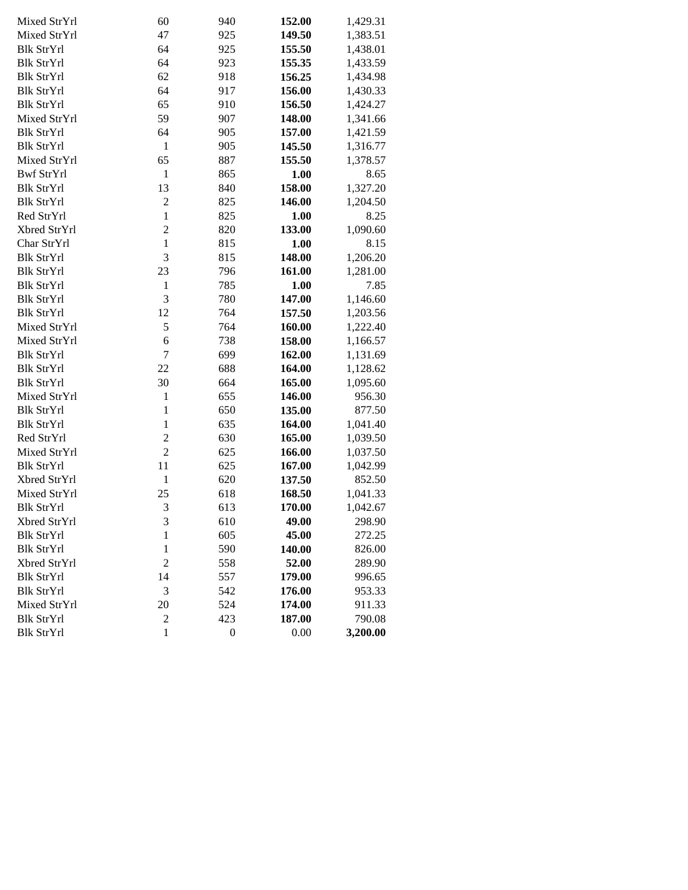| | | | | |
|---|---|---|---|---|
| Mixed StrYrl | 60 | 940 | **152.00** | 1,429.31 |
| Mixed StrYrl | 47 | 925 | **149.50** | 1,383.51 |
| Blk StrYrl | 64 | 925 | **155.50** | 1,438.01 |
| Blk StrYrl | 64 | 923 | **155.35** | 1,433.59 |
| Blk StrYrl | 62 | 918 | **156.25** | 1,434.98 |
| Blk StrYrl | 64 | 917 | **156.00** | 1,430.33 |
| Blk StrYrl | 65 | 910 | **156.50** | 1,424.27 |
| Mixed StrYrl | 59 | 907 | **148.00** | 1,341.66 |
| Blk StrYrl | 64 | 905 | **157.00** | 1,421.59 |
| Blk StrYrl | 1 | 905 | **145.50** | 1,316.77 |
| Mixed StrYrl | 65 | 887 | **155.50** | 1,378.57 |
| Bwf StrYrl | 1 | 865 | **1.00** | 8.65 |
| Blk StrYrl | 13 | 840 | **158.00** | 1,327.20 |
| Blk StrYrl | 2 | 825 | **146.00** | 1,204.50 |
| Red StrYrl | 1 | 825 | **1.00** | 8.25 |
| Xbred StrYrl | 2 | 820 | **133.00** | 1,090.60 |
| Char StrYrl | 1 | 815 | **1.00** | 8.15 |
| Blk StrYrl | 3 | 815 | **148.00** | 1,206.20 |
| Blk StrYrl | 23 | 796 | **161.00** | 1,281.00 |
| Blk StrYrl | 1 | 785 | **1.00** | 7.85 |
| Blk StrYrl | 3 | 780 | **147.00** | 1,146.60 |
| Blk StrYrl | 12 | 764 | **157.50** | 1,203.56 |
| Mixed StrYrl | 5 | 764 | **160.00** | 1,222.40 |
| Mixed StrYrl | 6 | 738 | **158.00** | 1,166.57 |
| Blk StrYrl | 7 | 699 | **162.00** | 1,131.69 |
| Blk StrYrl | 22 | 688 | **164.00** | 1,128.62 |
| Blk StrYrl | 30 | 664 | **165.00** | 1,095.60 |
| Mixed StrYrl | 1 | 655 | **146.00** | 956.30 |
| Blk StrYrl | 1 | 650 | **135.00** | 877.50 |
| Blk StrYrl | 1 | 635 | **164.00** | 1,041.40 |
| Red StrYrl | 2 | 630 | **165.00** | 1,039.50 |
| Mixed StrYrl | 2 | 625 | **166.00** | 1,037.50 |
| Blk StrYrl | 11 | 625 | **167.00** | 1,042.99 |
| Xbred StrYrl | 1 | 620 | **137.50** | 852.50 |
| Mixed StrYrl | 25 | 618 | **168.50** | 1,041.33 |
| Blk StrYrl | 3 | 613 | **170.00** | 1,042.67 |
| Xbred StrYrl | 3 | 610 | **49.00** | 298.90 |
| Blk StrYrl | 1 | 605 | **45.00** | 272.25 |
| Blk StrYrl | 1 | 590 | **140.00** | 826.00 |
| Xbred StrYrl | 2 | 558 | **52.00** | 289.90 |
| Blk StrYrl | 14 | 557 | **179.00** | 996.65 |
| Blk StrYrl | 3 | 542 | **176.00** | 953.33 |
| Mixed StrYrl | 20 | 524 | **174.00** | 911.33 |
| Blk StrYrl | 2 | 423 | **187.00** | 790.08 |
| Blk StrYrl | 1 | 0 | 0.00 | **3,200.00** |